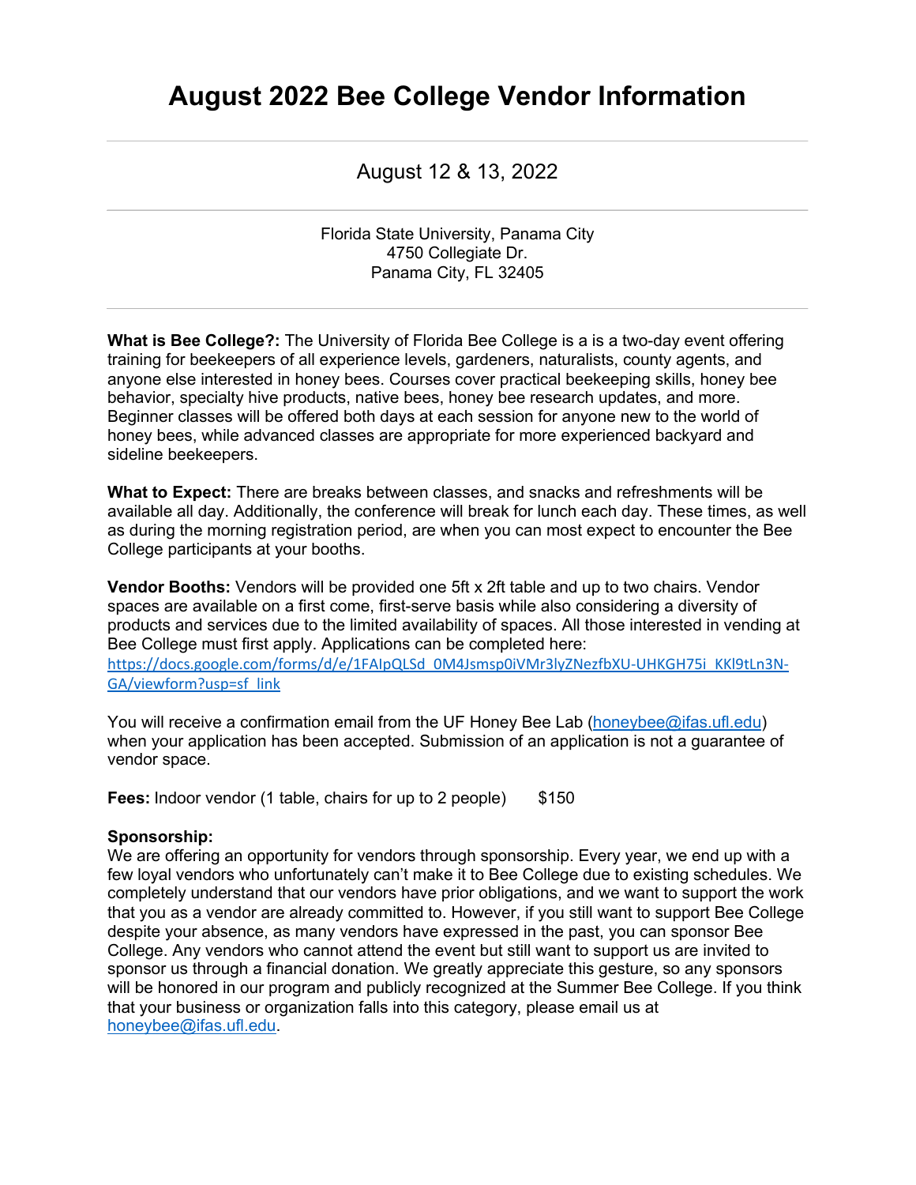# August 2022 Bee College Vendor Information

---

August 12 & 13, 2022

---

Florida State University, Panama City
4750 Collegiate Dr.
Panama City, FL 32405

---

**What is Bee College?:** The University of Florida Bee College is a is a two-day event offering training for beekeepers of all experience levels, gardeners, naturalists, county agents, and anyone else interested in honey bees. Courses cover practical beekeeping skills, honey bee behavior, specialty hive products, native bees, honey bee research updates, and more. Beginner classes will be offered both days at each session for anyone new to the world of honey bees, while advanced classes are appropriate for more experienced backyard and sideline beekeepers.

**What to Expect:** There are breaks between classes, and snacks and refreshments will be available all day. Additionally, the conference will break for lunch each day. These times, as well as during the morning registration period, are when you can most expect to encounter the Bee College participants at your booths.

**Vendor Booths:** Vendors will be provided one 5ft x 2ft table and up to two chairs. Vendor spaces are available on a first come, first-serve basis while also considering a diversity of products and services due to the limited availability of spaces. All those interested in vending at Bee College must first apply. Applications can be completed here: https://docs.google.com/forms/d/e/1FAIpQLSd_0M4Jsmsp0iVMr3lyZNezfbXU-UHKGH75i_KKl9tLn3N-GA/viewform?usp=sf_link

You will receive a confirmation email from the UF Honey Bee Lab (honeybee@ifas.ufl.edu) when your application has been accepted. Submission of an application is not a guarantee of vendor space.

**Fees:** Indoor vendor (1 table, chairs for up to 2 people) $150

**Sponsorship:**
We are offering an opportunity for vendors through sponsorship. Every year, we end up with a few loyal vendors who unfortunately can't make it to Bee College due to existing schedules. We completely understand that our vendors have prior obligations, and we want to support the work that you as a vendor are already committed to. However, if you still want to support Bee College despite your absence, as many vendors have expressed in the past, you can sponsor Bee College. Any vendors who cannot attend the event but still want to support us are invited to sponsor us through a financial donation. We greatly appreciate this gesture, so any sponsors will be honored in our program and publicly recognized at the Summer Bee College. If you think that your business or organization falls into this category, please email us at honeybee@ifas.ufl.edu.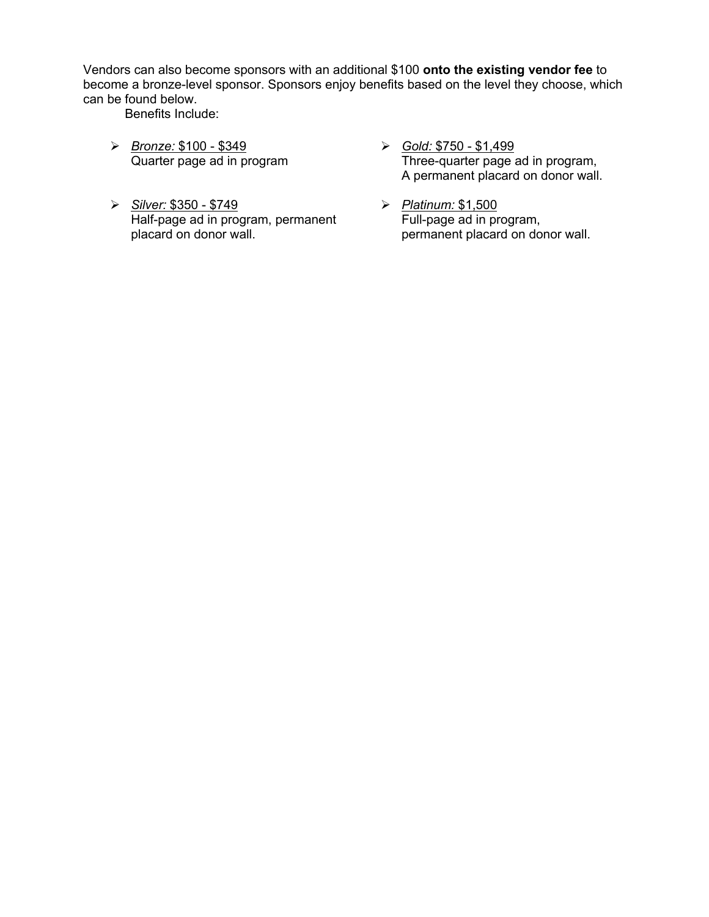Vendors can also become sponsors with an additional $100 **onto the existing vendor fee** to become a bronze-level sponsor. Sponsors enjoy benefits based on the level they choose, which can be found below.

Benefits Include:

- *Bronze:* $100 - $349
  Quarter page ad in program
- *Silver:* $350 - $749
  Half-page ad in program, permanent placard on donor wall.
- *Gold:* $750 - $1,499
  Three-quarter page ad in program,
  A permanent placard on donor wall.
- *Platinum:* $1,500
  Full-page ad in program,
  permanent placard on donor wall.